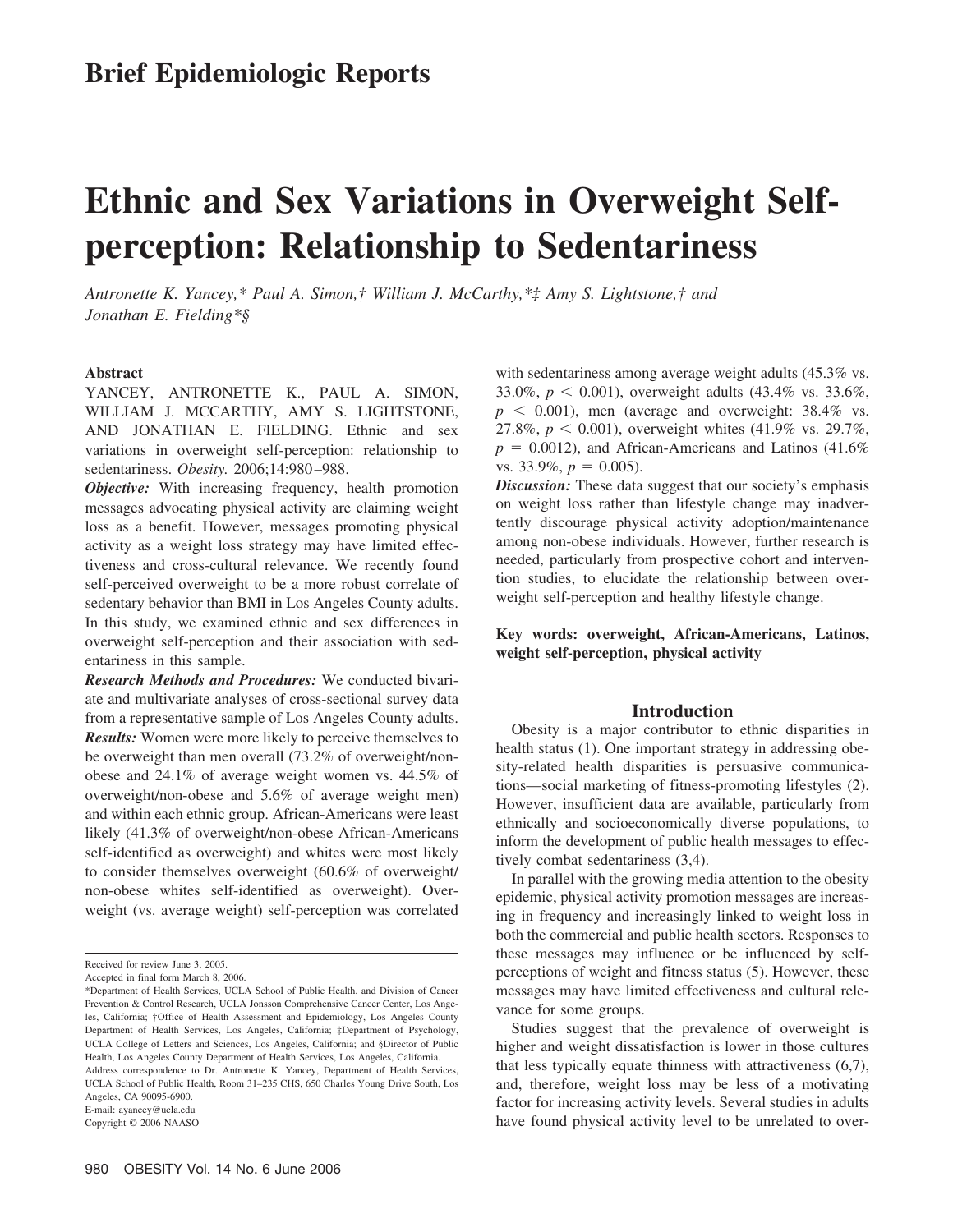## Brief Epidemiologic Reports

# Ethnic and Sex Variations in Overweight Self-perception: Relationship to Sedentariness

*Antronette K. Yancey,\* Paul A. Simon,† William J. McCarthy,\*‡ Amy S. Lightstone,† and Jonathan E. Fielding\*§*

### Abstract

YANCEY, ANTRONETTE K., PAUL A. SIMON, WILLIAM J. MCCARTHY, AMY S. LIGHTSTONE, AND JONATHAN E. FIELDING. Ethnic and sex variations in overweight self-perception: relationship to sedentariness. *Obesity.* 2006;14:980–988.

***Objective:*** With increasing frequency, health promotion messages advocating physical activity are claiming weight loss as a benefit. However, messages promoting physical activity as a weight loss strategy may have limited effectiveness and cross-cultural relevance. We recently found self-perceived overweight to be a more robust correlate of sedentary behavior than BMI in Los Angeles County adults. In this study, we examined ethnic and sex differences in overweight self-perception and their association with sedentariness in this sample.

***Research Methods and Procedures:*** We conducted bivariate and multivariate analyses of cross-sectional survey data from a representative sample of Los Angeles County adults.

***Results:*** Women were more likely to perceive themselves to be overweight than men overall (73.2% of overweight/non-obese and 24.1% of average weight women vs. 44.5% of overweight/non-obese and 5.6% of average weight men) and within each ethnic group. African-Americans were least likely (41.3% of overweight/non-obese African-Americans self-identified as overweight) and whites were most likely to consider themselves overweight (60.6% of overweight/non-obese whites self-identified as overweight). Overweight (vs. average weight) self-perception was correlated with sedentariness among average weight adults (45.3% vs. 33.0%, $p < 0.001$), overweight adults (43.4% vs. 33.6%, $p < 0.001$), men (average and overweight: 38.4% vs. 27.8%, $p < 0.001$), overweight whites (41.9% vs. 29.7%, $p = 0.0012$), and African-Americans and Latinos (41.6% vs. 33.9%, $p = 0.005$).

***Discussion:*** These data suggest that our society's emphasis on weight loss rather than lifestyle change may inadvertently discourage physical activity adoption/maintenance among non-obese individuals. However, further research is needed, particularly from prospective cohort and intervention studies, to elucidate the relationship between overweight self-perception and healthy lifestyle change.

**Key words: overweight, African-Americans, Latinos, weight self-perception, physical activity**

## Introduction

Obesity is a major contributor to ethnic disparities in health status (1). One important strategy in addressing obesity-related health disparities is persuasive communications—social marketing of fitness-promoting lifestyles (2). However, insufficient data are available, particularly from ethnically and socioeconomically diverse populations, to inform the development of public health messages to effectively combat sedentariness (3,4).

In parallel with the growing media attention to the obesity epidemic, physical activity promotion messages are increasing in frequency and increasingly linked to weight loss in both the commercial and public health sectors. Responses to these messages may influence or be influenced by self-perceptions of weight and fitness status (5). However, these messages may have limited effectiveness and cultural relevance for some groups.

Studies suggest that the prevalence of overweight is higher and weight dissatisfaction is lower in those cultures that less typically equate thinness with attractiveness (6,7), and, therefore, weight loss may be less of a motivating factor for increasing activity levels. Several studies in adults have found physical activity level to be unrelated to over-

---

Received for review June 3, 2005.

Accepted in final form March 8, 2006.

\*Department of Health Services, UCLA School of Public Health, and Division of Cancer Prevention & Control Research, UCLA Jonsson Comprehensive Cancer Center, Los Angeles, California; †Office of Health Assessment and Epidemiology, Los Angeles County Department of Health Services, Los Angeles, California; ‡Department of Psychology, UCLA College of Letters and Sciences, Los Angeles, California; and §Director of Public Health, Los Angeles County Department of Health Services, Los Angeles, California.

Address correspondence to Dr. Antronette K. Yancey, Department of Health Services, UCLA School of Public Health, Room 31–235 CHS, 650 Charles Young Drive South, Los Angeles, CA 90095-6900.

E-mail: ayancey@ucla.edu

Copyright © 2006 NAASO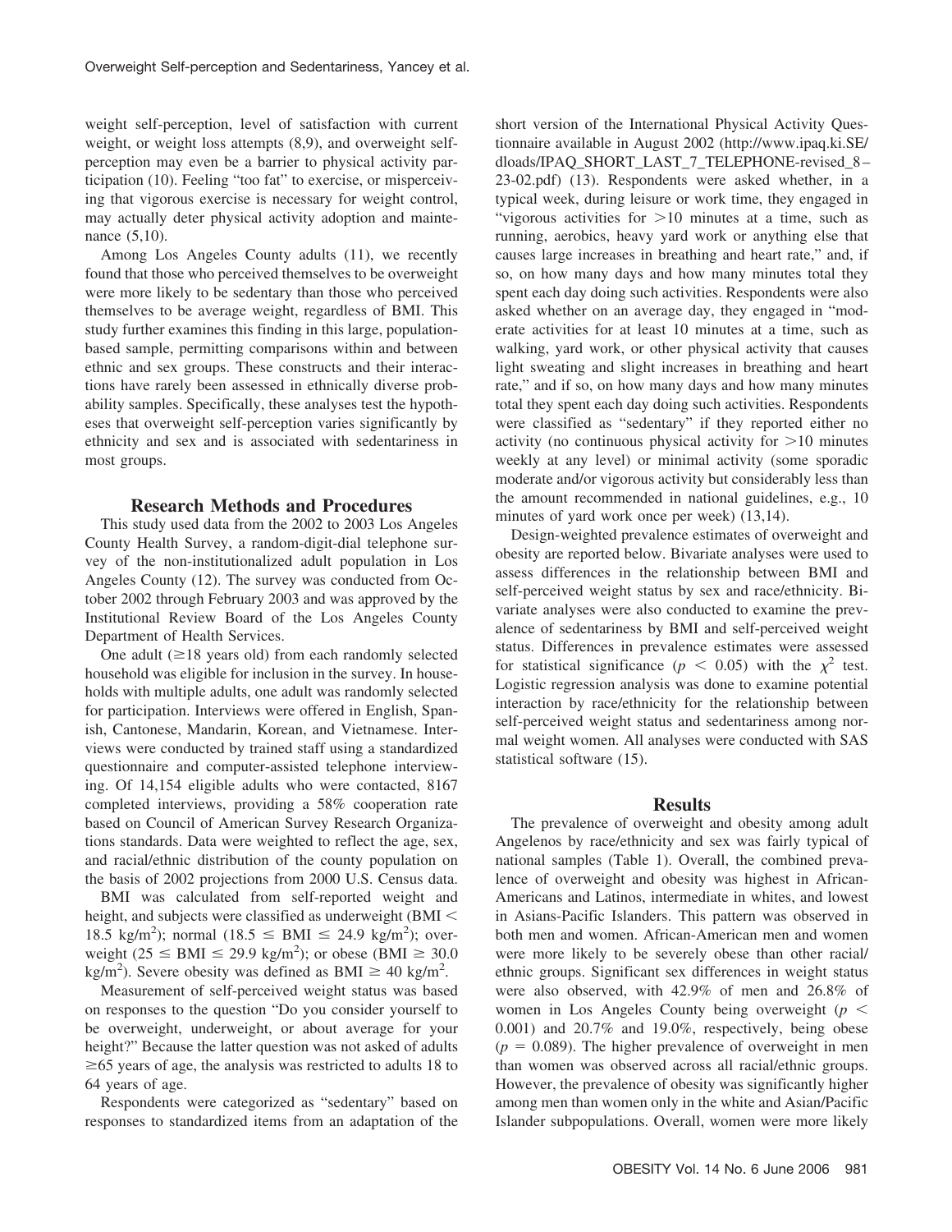weight self-perception, level of satisfaction with current weight, or weight loss attempts (8,9), and overweight self-perception may even be a barrier to physical activity participation (10). Feeling "too fat" to exercise, or misperceiving that vigorous exercise is necessary for weight control, may actually deter physical activity adoption and maintenance (5,10).

Among Los Angeles County adults (11), we recently found that those who perceived themselves to be overweight were more likely to be sedentary than those who perceived themselves to be average weight, regardless of BMI. This study further examines this finding in this large, population-based sample, permitting comparisons within and between ethnic and sex groups. These constructs and their interactions have rarely been assessed in ethnically diverse probability samples. Specifically, these analyses test the hypotheses that overweight self-perception varies significantly by ethnicity and sex and is associated with sedentariness in most groups.

## Research Methods and Procedures

This study used data from the 2002 to 2003 Los Angeles County Health Survey, a random-digit-dial telephone survey of the non-institutionalized adult population in Los Angeles County (12). The survey was conducted from October 2002 through February 2003 and was approved by the Institutional Review Board of the Los Angeles County Department of Health Services.

One adult ($\geq$18 years old) from each randomly selected household was eligible for inclusion in the survey. In households with multiple adults, one adult was randomly selected for participation. Interviews were offered in English, Spanish, Cantonese, Mandarin, Korean, and Vietnamese. Interviews were conducted by trained staff using a standardized questionnaire and computer-assisted telephone interviewing. Of 14,154 eligible adults who were contacted, 8167 completed interviews, providing a 58% cooperation rate based on Council of American Survey Research Organizations standards. Data were weighted to reflect the age, sex, and racial/ethnic distribution of the county population on the basis of 2002 projections from 2000 U.S. Census data.

BMI was calculated from self-reported weight and height, and subjects were classified as underweight (BMI $<$ 18.5 kg/m$^2$); normal ($18.5 \leq$ BMI $\leq 24.9$ kg/m$^2$); overweight ($25 \leq$ BMI $\leq 29.9$ kg/m$^2$); or obese (BMI $\geq 30.0$ kg/m$^2$). Severe obesity was defined as BMI $\geq 40$ kg/m$^2$.

Measurement of self-perceived weight status was based on responses to the question "Do you consider yourself to be overweight, underweight, or about average for your height?" Because the latter question was not asked of adults $\geq$65 years of age, the analysis was restricted to adults 18 to 64 years of age.

Respondents were categorized as "sedentary" based on responses to standardized items from an adaptation of the short version of the International Physical Activity Questionnaire available in August 2002 (http://www.ipaq.ki.SE/dloads/IPAQ_SHORT_LAST_7_TELEPHONE-revised_8–23-02.pdf) (13). Respondents were asked whether, in a typical week, during leisure or work time, they engaged in "vigorous activities for >10 minutes at a time, such as running, aerobics, heavy yard work or anything else that causes large increases in breathing and heart rate," and, if so, on how many days and how many minutes total they spent each day doing such activities. Respondents were also asked whether on an average day, they engaged in "moderate activities for at least 10 minutes at a time, such as walking, yard work, or other physical activity that causes light sweating and slight increases in breathing and heart rate," and if so, on how many days and how many minutes total they spent each day doing such activities. Respondents were classified as "sedentary" if they reported either no activity (no continuous physical activity for >10 minutes weekly at any level) or minimal activity (some sporadic moderate and/or vigorous activity but considerably less than the amount recommended in national guidelines, e.g., 10 minutes of yard work once per week) (13,14).

Design-weighted prevalence estimates of overweight and obesity are reported below. Bivariate analyses were used to assess differences in the relationship between BMI and self-perceived weight status by sex and race/ethnicity. Bivariate analyses were also conducted to examine the prevalence of sedentariness by BMI and self-perceived weight status. Differences in prevalence estimates were assessed for statistical significance ($p < 0.05$) with the $\chi^2$ test. Logistic regression analysis was done to examine potential interaction by race/ethnicity for the relationship between self-perceived weight status and sedentariness among normal weight women. All analyses were conducted with SAS statistical software (15).

## Results

The prevalence of overweight and obesity among adult Angelenos by race/ethnicity and sex was fairly typical of national samples (Table 1). Overall, the combined prevalence of overweight and obesity was highest in African-Americans and Latinos, intermediate in whites, and lowest in Asians-Pacific Islanders. This pattern was observed in both men and women. African-American men and women were more likely to be severely obese than other racial/ethnic groups. Significant sex differences in weight status were also observed, with 42.9% of men and 26.8% of women in Los Angeles County being overweight ($p < 0.001$) and 20.7% and 19.0%, respectively, being obese ($p = 0.089$). The higher prevalence of overweight in men than women was observed across all racial/ethnic groups. However, the prevalence of obesity was significantly higher among men than women only in the white and Asian/Pacific Islander subpopulations. Overall, women were more likely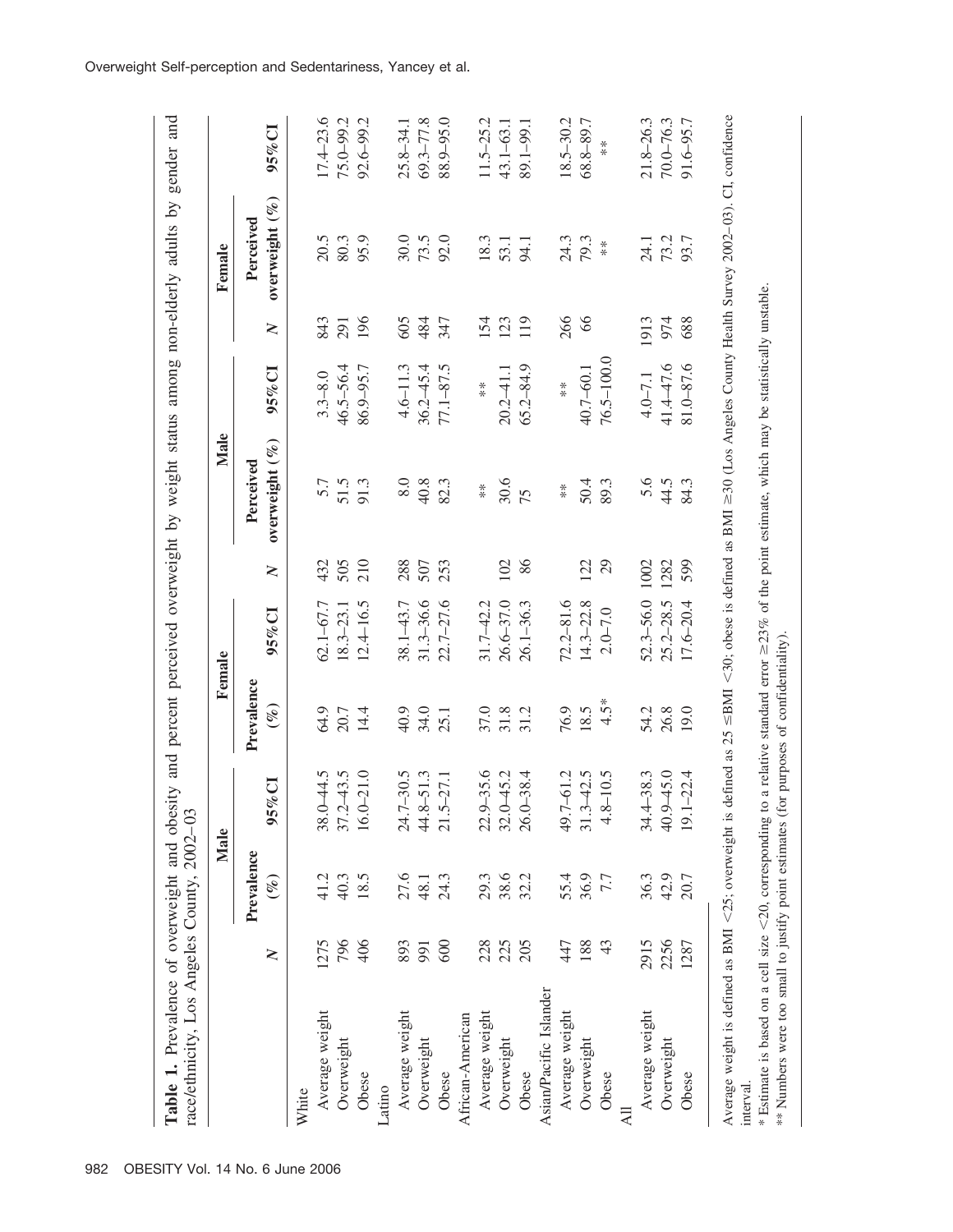**Table 1.** Prevalence of overweight and obesity and percent perceived overweight by weight status among non-elderly adults by gender and race/ethnicity, Los Angeles County, 2002–03

| | | Male | | Female | | Male | | | Female | | |
|---|---|---|---|---|---|---|---|---|---|---|---|
| | *N* | Prevalence (%) | 95%CI | Prevalence (%) | 95%CI | *N* | Perceived overweight (%) | 95%CI | *N* | Perceived overweight (%) | 95%CI |
| White | | | | | | | | | | | |
| Average weight | 1275 | 41.2 | 38.0–44.5 | 64.9 | 62.1–67.7 | 432 | 5.7 | 3.3–8.0 | 843 | 20.5 | 17.4–23.6 |
| Overweight | 796 | 40.3 | 37.2–43.5 | 20.7 | 18.3–23.1 | 505 | 51.5 | 46.5–56.4 | 291 | 80.3 | 75.0–99.2 |
| Obese | 406 | 18.5 | 16.0–21.0 | 14.4 | 12.4–16.5 | 210 | 91.3 | 86.9–95.7 | 196 | 95.9 | 92.6–99.2 |
| Latino | | | | | | | | | | | |
| Average weight | 893 | 27.6 | 24.7–30.5 | 40.9 | 38.1–43.7 | 288 | 8.0 | 4.6–11.3 | 605 | 30.0 | 25.8–34.1 |
| Overweight | 991 | 48.1 | 44.8–51.3 | 34.0 | 31.3–36.6 | 507 | 40.8 | 36.2–45.4 | 484 | 73.5 | 69.3–77.8 |
| Obese | 600 | 24.3 | 21.5–27.1 | 25.1 | 22.7–27.6 | 253 | 82.3 | 77.1–87.5 | 347 | 92.0 | 88.9–95.0 |
| African-American | | | | | | | | | | | |
| Average weight | 228 | 29.3 | 22.9–35.6 | 37.0 | 31.7–42.2 | | ** | ** | 154 | 18.3 | 11.5–25.2 |
| Overweight | 225 | 38.6 | 32.0–45.2 | 31.8 | 26.6–37.0 | 102 | 30.6 | 20.2–41.1 | 123 | 53.1 | 43.1–63.1 |
| Obese | 205 | 32.2 | 26.0–38.4 | 31.2 | 26.1–36.3 | 86 | 75 | 65.2–84.9 | 119 | 94.1 | 89.1–99.1 |
| Asian/Pacific Islander | | | | | | | | | | | |
| Average weight | 447 | 55.4 | 49.7–61.2 | 76.9 | 72.2–81.6 | | ** | ** | 266 | 24.3 | 18.5–30.2 |
| Overweight | 188 | 36.9 | 31.3–42.5 | 18.5 | 14.3–22.8 | 122 | 50.4 | 40.7–60.1 | 66 | 79.3 | 68.8–89.7 |
| Obese | 43 | 7.7 | 4.8–10.5 | 4.5* | 2.0–7.0 | 29 | 89.3 | 76.5–100.0 | | ** | ** |
| All | | | | | | | | | | | |
| Average weight | 2915 | 36.3 | 34.4–38.3 | 54.2 | 52.3–56.0 | 1002 | 5.6 | 4.0–7.1 | 1913 | 24.1 | 21.8–26.3 |
| Overweight | 2256 | 42.9 | 40.9–45.0 | 26.8 | 25.2–28.5 | 1282 | 44.5 | 41.4–47.6 | 974 | 73.2 | 70.0–76.3 |
| Obese | 1287 | 20.7 | 19.1–22.4 | 19.0 | 17.6–20.4 | 599 | 84.3 | 81.0–87.6 | 688 | 93.7 | 91.6–95.7 |

Average weight is defined as BMI <25; overweight is defined as 25 ≤BMI <30; obese is defined as BMI ≥30 (Los Angeles County Health Survey 2002–03). CI, confidence interval.

* Estimate is based on a cell size <20, corresponding to a relative standard error ≥23% of the point estimate, which may be statistically unstable.

** Numbers were too small to justify point estimates (for purposes of confidentiality).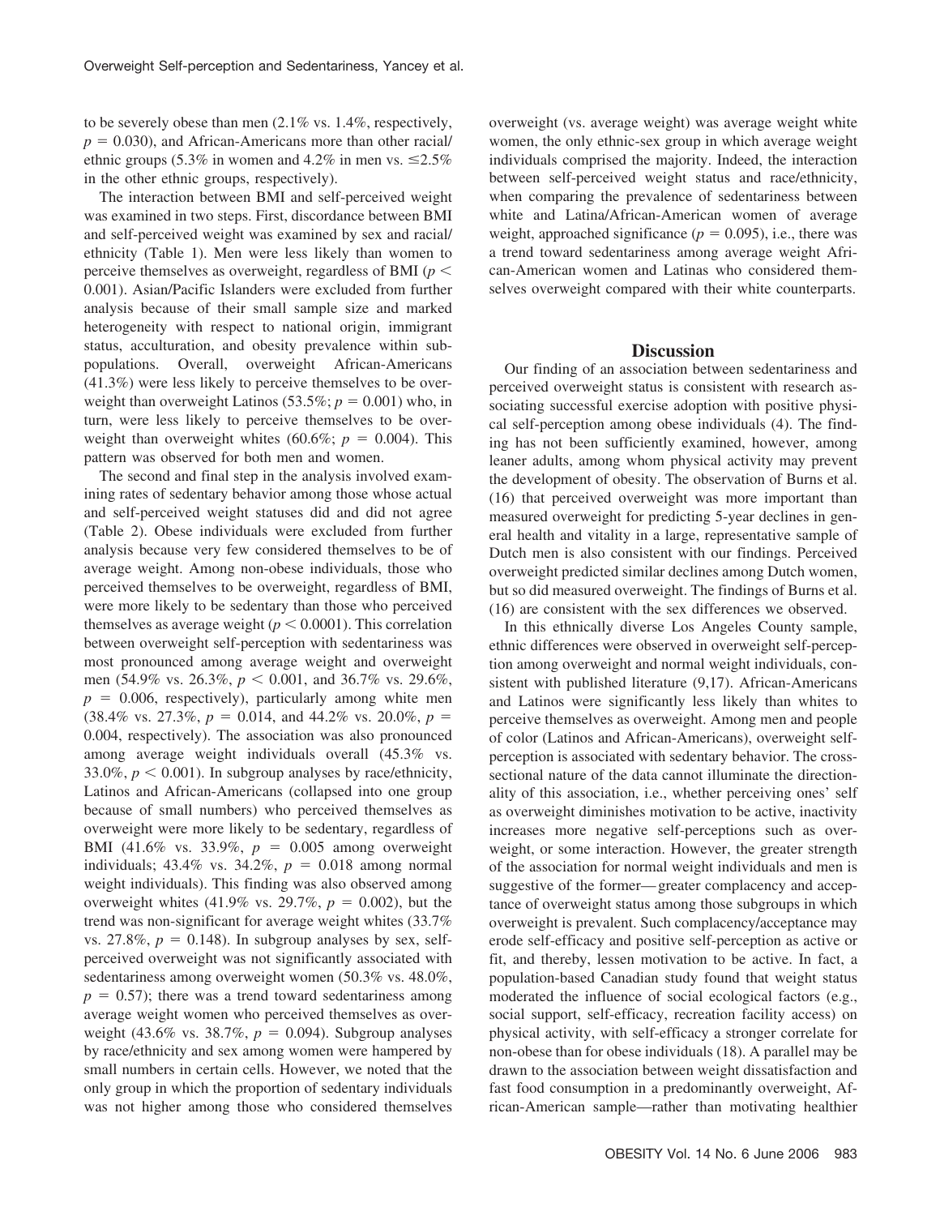to be severely obese than men (2.1% vs. 1.4%, respectively, $p = 0.030$), and African-Americans more than other racial/ethnic groups (5.3% in women and 4.2% in men vs. ≤2.5% in the other ethnic groups, respectively).

The interaction between BMI and self-perceived weight was examined in two steps. First, discordance between BMI and self-perceived weight was examined by sex and racial/ethnicity (Table 1). Men were less likely than women to perceive themselves as overweight, regardless of BMI ($p < 0.001$). Asian/Pacific Islanders were excluded from further analysis because of their small sample size and marked heterogeneity with respect to national origin, immigrant status, acculturation, and obesity prevalence within subpopulations. Overall, overweight African-Americans (41.3%) were less likely to perceive themselves to be overweight than overweight Latinos (53.5%; $p = 0.001$) who, in turn, were less likely to perceive themselves to be overweight than overweight whites (60.6%; $p = 0.004$). This pattern was observed for both men and women.

The second and final step in the analysis involved examining rates of sedentary behavior among those whose actual and self-perceived weight statuses did and did not agree (Table 2). Obese individuals were excluded from further analysis because very few considered themselves to be of average weight. Among non-obese individuals, those who perceived themselves to be overweight, regardless of BMI, were more likely to be sedentary than those who perceived themselves as average weight ($p < 0.0001$). This correlation between overweight self-perception with sedentariness was most pronounced among average weight and overweight men (54.9% vs. 26.3%, $p < 0.001$, and 36.7% vs. 29.6%, $p = 0.006$, respectively), particularly among white men (38.4% vs. 27.3%, $p = 0.014$, and 44.2% vs. 20.0%, $p = 0.004$, respectively). The association was also pronounced among average weight individuals overall (45.3% vs. 33.0%, $p < 0.001$). In subgroup analyses by race/ethnicity, Latinos and African-Americans (collapsed into one group because of small numbers) who perceived themselves as overweight were more likely to be sedentary, regardless of BMI (41.6% vs. 33.9%, $p = 0.005$ among overweight individuals; 43.4% vs. 34.2%, $p = 0.018$ among normal weight individuals). This finding was also observed among overweight whites (41.9% vs. 29.7%, $p = 0.002$), but the trend was non-significant for average weight whites (33.7% vs. 27.8%, $p = 0.148$). In subgroup analyses by sex, self-perceived overweight was not significantly associated with sedentariness among overweight women (50.3% vs. 48.0%, $p = 0.57$); there was a trend toward sedentariness among average weight women who perceived themselves as overweight (43.6% vs. 38.7%, $p = 0.094$). Subgroup analyses by race/ethnicity and sex among women were hampered by small numbers in certain cells. However, we noted that the only group in which the proportion of sedentary individuals was not higher among those who considered themselves overweight (vs. average weight) was average weight white women, the only ethnic-sex group in which average weight individuals comprised the majority. Indeed, the interaction between self-perceived weight status and race/ethnicity, when comparing the prevalence of sedentariness between white and Latina/African-American women of average weight, approached significance ($p = 0.095$), i.e., there was a trend toward sedentariness among average weight African-American women and Latinas who considered themselves overweight compared with their white counterparts.

## Discussion

Our finding of an association between sedentariness and perceived overweight status is consistent with research associating successful exercise adoption with positive physical self-perception among obese individuals (4). The finding has not been sufficiently examined, however, among leaner adults, among whom physical activity may prevent the development of obesity. The observation of Burns et al. (16) that perceived overweight was more important than measured overweight for predicting 5-year declines in general health and vitality in a large, representative sample of Dutch men is also consistent with our findings. Perceived overweight predicted similar declines among Dutch women, but so did measured overweight. The findings of Burns et al. (16) are consistent with the sex differences we observed.

In this ethnically diverse Los Angeles County sample, ethnic differences were observed in overweight self-perception among overweight and normal weight individuals, consistent with published literature (9,17). African-Americans and Latinos were significantly less likely than whites to perceive themselves as overweight. Among men and people of color (Latinos and African-Americans), overweight self-perception is associated with sedentary behavior. The cross-sectional nature of the data cannot illuminate the directionality of this association, i.e., whether perceiving ones' self as overweight diminishes motivation to be active, inactivity increases more negative self-perceptions such as overweight, or some interaction. However, the greater strength of the association for normal weight individuals and men is suggestive of the former—greater complacency and acceptance of overweight status among those subgroups in which overweight is prevalent. Such complacency/acceptance may erode self-efficacy and positive self-perception as active or fit, and thereby, lessen motivation to be active. In fact, a population-based Canadian study found that weight status moderated the influence of social ecological factors (e.g., social support, self-efficacy, recreation facility access) on physical activity, with self-efficacy a stronger correlate for non-obese than for obese individuals (18). A parallel may be drawn to the association between weight dissatisfaction and fast food consumption in a predominantly overweight, African-American sample—rather than motivating healthier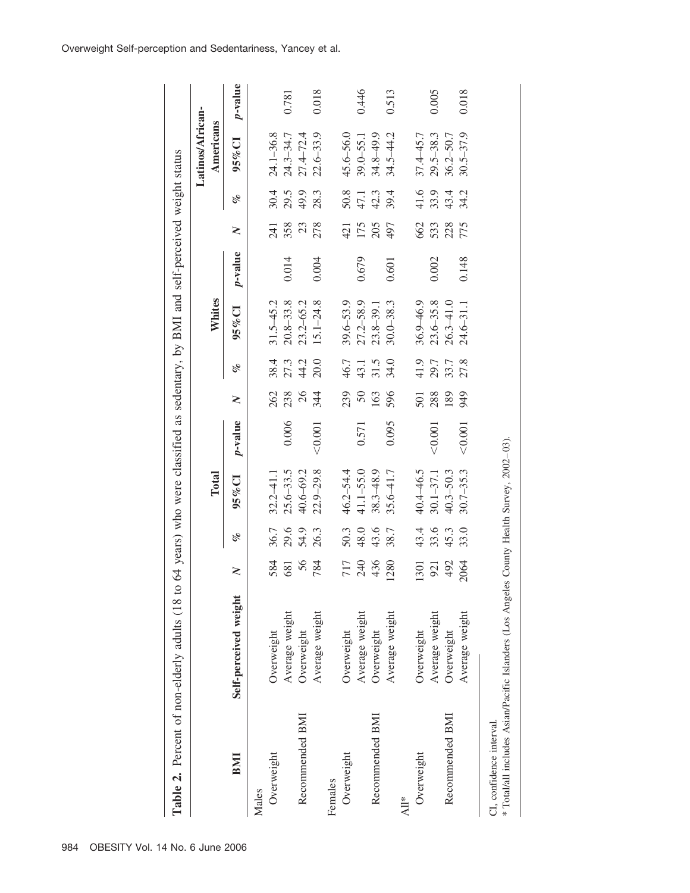**Table 2.** Percent of non-elderly adults (18 to 64 years) who were classified as sedentary, by BMI and self-perceived weight status

| BMI | Self-perceived weight | Total | | | | Whites | | | | Latinos/African-Americans | | | |
|---|---|---|---|---|---|---|---|---|---|---|---|---|---|
| | | *N* | % | 95% CI | *p*-value | *N* | % | 95% CI | *p*-value | *N* | % | 95% CI | *p*-value |
| Males | | | | | | | | | | | | | |
| Overweight | Overweight | 584 | 36.7 | 32.2–41.1 | | 262 | 38.4 | 31.5–45.2 | | 241 | 30.4 | 24.1–36.8 | |
| | Average weight | 681 | 29.6 | 25.6–33.5 | 0.006 | 238 | 27.3 | 20.8–33.8 | 0.014 | 358 | 29.5 | 24.3–34.7 | 0.781 |
| Recommended BMI | Overweight | 56 | 54.9 | 40.6–69.2 | | 26 | 44.2 | 23.2–65.2 | | 23 | 49.9 | 27.4–72.4 | |
| | Average weight | 784 | 26.3 | 22.9–29.8 | <0.001 | 344 | 20.0 | 15.1–24.8 | 0.004 | 278 | 28.3 | 22.6–33.9 | 0.018 |
| Females | | | | | | | | | | | | | |
| Overweight | Overweight | 717 | 50.3 | 46.2–54.4 | | 239 | 46.7 | 39.6–53.9 | | 421 | 50.8 | 45.6–56.0 | |
| | Average weight | 240 | 48.0 | 41.1–55.0 | 0.571 | 50 | 43.1 | 27.2–58.9 | 0.679 | 175 | 47.1 | 39.0–55.1 | 0.446 |
| Recommended BMI | Overweight | 436 | 43.6 | 38.3–48.9 | | 163 | 31.5 | 23.8–39.1 | | 205 | 42.3 | 34.8–49.9 | |
| | Average weight | 1280 | 38.7 | 35.6–41.7 | 0.095 | 596 | 34.0 | 30.0–38.3 | 0.601 | 497 | 39.4 | 34.5–44.2 | 0.513 |
| All* | | | | | | | | | | | | | |
| Overweight | Overweight | 1301 | 43.4 | 40.4–46.5 | | 501 | 41.9 | 36.9–46.9 | | 662 | 41.6 | 37.4–45.7 | |
| | Average weight | 921 | 33.6 | 30.1–37.1 | <0.001 | 288 | 29.7 | 23.6–35.8 | 0.002 | 533 | 33.9 | 29.5–38.3 | 0.005 |
| Recommended BMI | Overweight | 492 | 45.3 | 40.3–50.3 | | 189 | 33.7 | 26.3–41.0 | | 228 | 43.4 | 36.2–50.7 | |
| | Average weight | 2064 | 33.0 | 30.7–35.3 | <0.001 | 949 | 27.8 | 24.6–31.1 | 0.148 | 775 | 34.2 | 30.5–37.9 | 0.018 |

CI, confidence interval.
* Total/all includes Asian/Pacific Islanders (Los Angeles County Health Survey, 2002–03).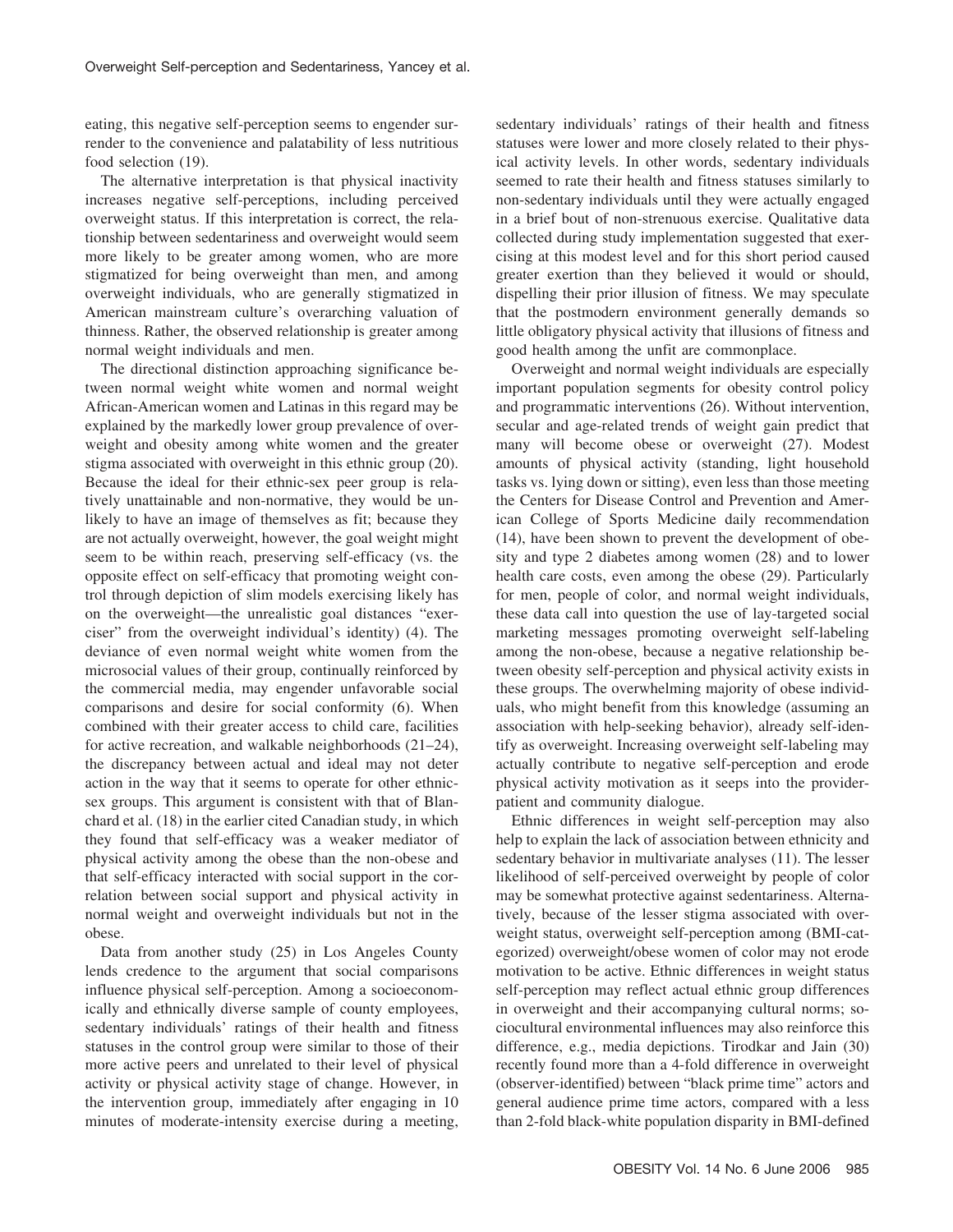eating, this negative self-perception seems to engender surrender to the convenience and palatability of less nutritious food selection (19).

The alternative interpretation is that physical inactivity increases negative self-perceptions, including perceived overweight status. If this interpretation is correct, the relationship between sedentariness and overweight would seem more likely to be greater among women, who are more stigmatized for being overweight than men, and among overweight individuals, who are generally stigmatized in American mainstream culture's overarching valuation of thinness. Rather, the observed relationship is greater among normal weight individuals and men.

The directional distinction approaching significance between normal weight white women and normal weight African-American women and Latinas in this regard may be explained by the markedly lower group prevalence of overweight and obesity among white women and the greater stigma associated with overweight in this ethnic group (20). Because the ideal for their ethnic-sex peer group is relatively unattainable and non-normative, they would be unlikely to have an image of themselves as fit; because they are not actually overweight, however, the goal weight might seem to be within reach, preserving self-efficacy (vs. the opposite effect on self-efficacy that promoting weight control through depiction of slim models exercising likely has on the overweight—the unrealistic goal distances "exerciser" from the overweight individual's identity) (4). The deviance of even normal weight white women from the microsocial values of their group, continually reinforced by the commercial media, may engender unfavorable social comparisons and desire for social conformity (6). When combined with their greater access to child care, facilities for active recreation, and walkable neighborhoods (21–24), the discrepancy between actual and ideal may not deter action in the way that it seems to operate for other ethnic-sex groups. This argument is consistent with that of Blanchard et al. (18) in the earlier cited Canadian study, in which they found that self-efficacy was a weaker mediator of physical activity among the obese than the non-obese and that self-efficacy interacted with social support in the correlation between social support and physical activity in normal weight and overweight individuals but not in the obese.

Data from another study (25) in Los Angeles County lends credence to the argument that social comparisons influence physical self-perception. Among a socioeconomically and ethnically diverse sample of county employees, sedentary individuals' ratings of their health and fitness statuses in the control group were similar to those of their more active peers and unrelated to their level of physical activity or physical activity stage of change. However, in the intervention group, immediately after engaging in 10 minutes of moderate-intensity exercise during a meeting, sedentary individuals' ratings of their health and fitness statuses were lower and more closely related to their physical activity levels. In other words, sedentary individuals seemed to rate their health and fitness statuses similarly to non-sedentary individuals until they were actually engaged in a brief bout of non-strenuous exercise. Qualitative data collected during study implementation suggested that exercising at this modest level and for this short period caused greater exertion than they believed it would or should, dispelling their prior illusion of fitness. We may speculate that the postmodern environment generally demands so little obligatory physical activity that illusions of fitness and good health among the unfit are commonplace.

Overweight and normal weight individuals are especially important population segments for obesity control policy and programmatic interventions (26). Without intervention, secular and age-related trends of weight gain predict that many will become obese or overweight (27). Modest amounts of physical activity (standing, light household tasks vs. lying down or sitting), even less than those meeting the Centers for Disease Control and Prevention and American College of Sports Medicine daily recommendation (14), have been shown to prevent the development of obesity and type 2 diabetes among women (28) and to lower health care costs, even among the obese (29). Particularly for men, people of color, and normal weight individuals, these data call into question the use of lay-targeted social marketing messages promoting overweight self-labeling among the non-obese, because a negative relationship between obesity self-perception and physical activity exists in these groups. The overwhelming majority of obese individuals, who might benefit from this knowledge (assuming an association with help-seeking behavior), already self-identify as overweight. Increasing overweight self-labeling may actually contribute to negative self-perception and erode physical activity motivation as it seeps into the provider-patient and community dialogue.

Ethnic differences in weight self-perception may also help to explain the lack of association between ethnicity and sedentary behavior in multivariate analyses (11). The lesser likelihood of self-perceived overweight by people of color may be somewhat protective against sedentariness. Alternatively, because of the lesser stigma associated with overweight status, overweight self-perception among (BMI-categorized) overweight/obese women of color may not erode motivation to be active. Ethnic differences in weight status self-perception may reflect actual ethnic group differences in overweight and their accompanying cultural norms; sociocultural environmental influences may also reinforce this difference, e.g., media depictions. Tirodkar and Jain (30) recently found more than a 4-fold difference in overweight (observer-identified) between "black prime time" actors and general audience prime time actors, compared with a less than 2-fold black-white population disparity in BMI-defined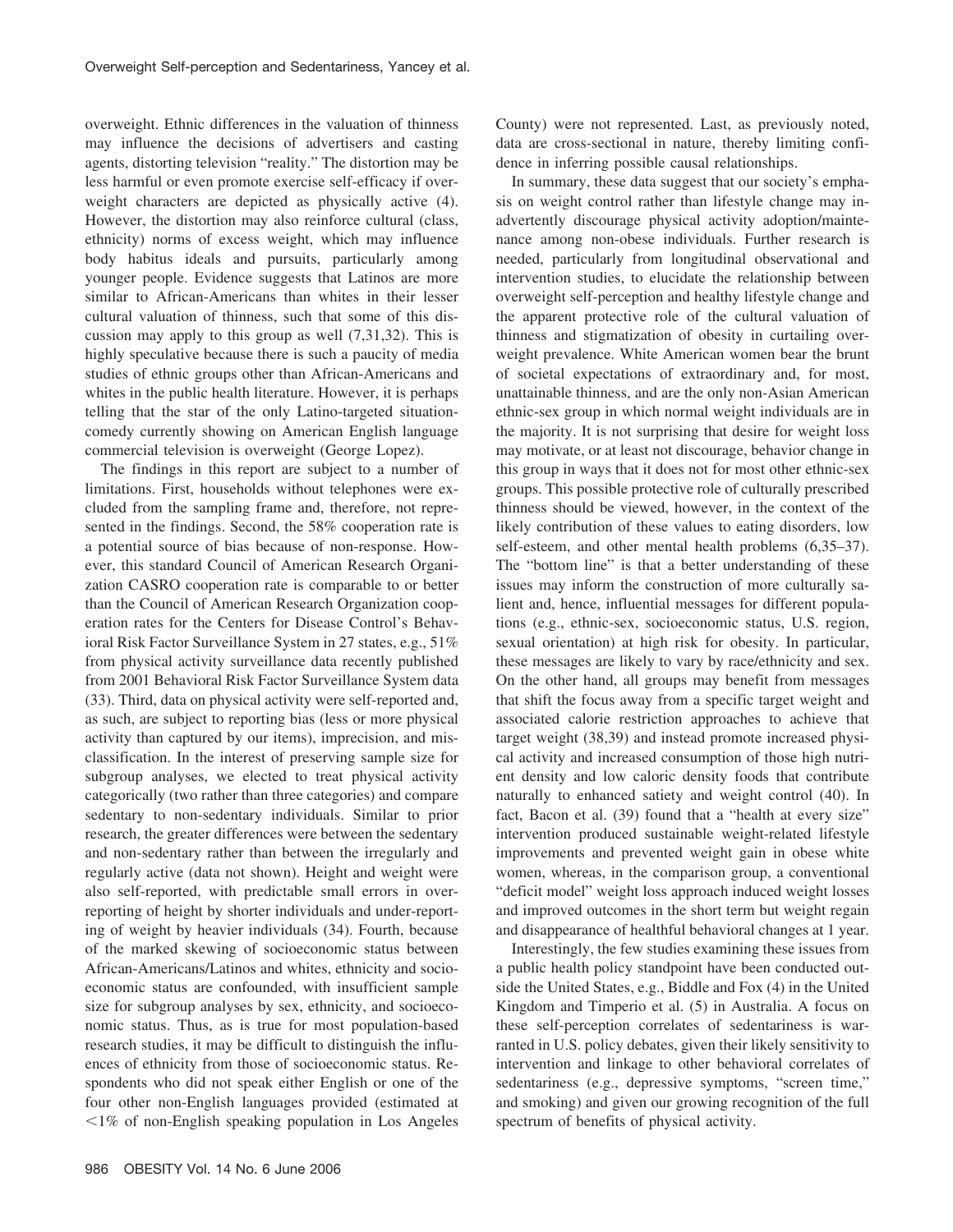overweight. Ethnic differences in the valuation of thinness may influence the decisions of advertisers and casting agents, distorting television "reality." The distortion may be less harmful or even promote exercise self-efficacy if overweight characters are depicted as physically active (4). However, the distortion may also reinforce cultural (class, ethnicity) norms of excess weight, which may influence body habitus ideals and pursuits, particularly among younger people. Evidence suggests that Latinos are more similar to African-Americans than whites in their lesser cultural valuation of thinness, such that some of this discussion may apply to this group as well (7,31,32). This is highly speculative because there is such a paucity of media studies of ethnic groups other than African-Americans and whites in the public health literature. However, it is perhaps telling that the star of the only Latino-targeted situation-comedy currently showing on American English language commercial television is overweight (George Lopez).

The findings in this report are subject to a number of limitations. First, households without telephones were excluded from the sampling frame and, therefore, not represented in the findings. Second, the 58% cooperation rate is a potential source of bias because of non-response. However, this standard Council of American Research Organization CASRO cooperation rate is comparable to or better than the Council of American Research Organization cooperation rates for the Centers for Disease Control's Behavioral Risk Factor Surveillance System in 27 states, e.g., 51% from physical activity surveillance data recently published from 2001 Behavioral Risk Factor Surveillance System data (33). Third, data on physical activity were self-reported and, as such, are subject to reporting bias (less or more physical activity than captured by our items), imprecision, and misclassification. In the interest of preserving sample size for subgroup analyses, we elected to treat physical activity categorically (two rather than three categories) and compare sedentary to non-sedentary individuals. Similar to prior research, the greater differences were between the sedentary and non-sedentary rather than between the irregularly and regularly active (data not shown). Height and weight were also self-reported, with predictable small errors in over-reporting of height by shorter individuals and under-reporting of weight by heavier individuals (34). Fourth, because of the marked skewing of socioeconomic status between African-Americans/Latinos and whites, ethnicity and socioeconomic status are confounded, with insufficient sample size for subgroup analyses by sex, ethnicity, and socioeconomic status. Thus, as is true for most population-based research studies, it may be difficult to distinguish the influences of ethnicity from those of socioeconomic status. Respondents who did not speak either English or one of the four other non-English languages provided (estimated at <1% of non-English speaking population in Los Angeles County) were not represented. Last, as previously noted, data are cross-sectional in nature, thereby limiting confidence in inferring possible causal relationships.

In summary, these data suggest that our society's emphasis on weight control rather than lifestyle change may inadvertently discourage physical activity adoption/maintenance among non-obese individuals. Further research is needed, particularly from longitudinal observational and intervention studies, to elucidate the relationship between overweight self-perception and healthy lifestyle change and the apparent protective role of the cultural valuation of thinness and stigmatization of obesity in curtailing overweight prevalence. White American women bear the brunt of societal expectations of extraordinary and, for most, unattainable thinness, and are the only non-Asian American ethnic-sex group in which normal weight individuals are in the majority. It is not surprising that desire for weight loss may motivate, or at least not discourage, behavior change in this group in ways that it does not for most other ethnic-sex groups. This possible protective role of culturally prescribed thinness should be viewed, however, in the context of the likely contribution of these values to eating disorders, low self-esteem, and other mental health problems (6,35–37). The "bottom line" is that a better understanding of these issues may inform the construction of more culturally salient and, hence, influential messages for different populations (e.g., ethnic-sex, socioeconomic status, U.S. region, sexual orientation) at high risk for obesity. In particular, these messages are likely to vary by race/ethnicity and sex. On the other hand, all groups may benefit from messages that shift the focus away from a specific target weight and associated calorie restriction approaches to achieve that target weight (38,39) and instead promote increased physical activity and increased consumption of those high nutrient density and low caloric density foods that contribute naturally to enhanced satiety and weight control (40). In fact, Bacon et al. (39) found that a "health at every size" intervention produced sustainable weight-related lifestyle improvements and prevented weight gain in obese white women, whereas, in the comparison group, a conventional "deficit model" weight loss approach induced weight losses and improved outcomes in the short term but weight regain and disappearance of healthful behavioral changes at 1 year.

Interestingly, the few studies examining these issues from a public health policy standpoint have been conducted outside the United States, e.g., Biddle and Fox (4) in the United Kingdom and Timperio et al. (5) in Australia. A focus on these self-perception correlates of sedentariness is warranted in U.S. policy debates, given their likely sensitivity to intervention and linkage to other behavioral correlates of sedentariness (e.g., depressive symptoms, "screen time," and smoking) and given our growing recognition of the full spectrum of benefits of physical activity.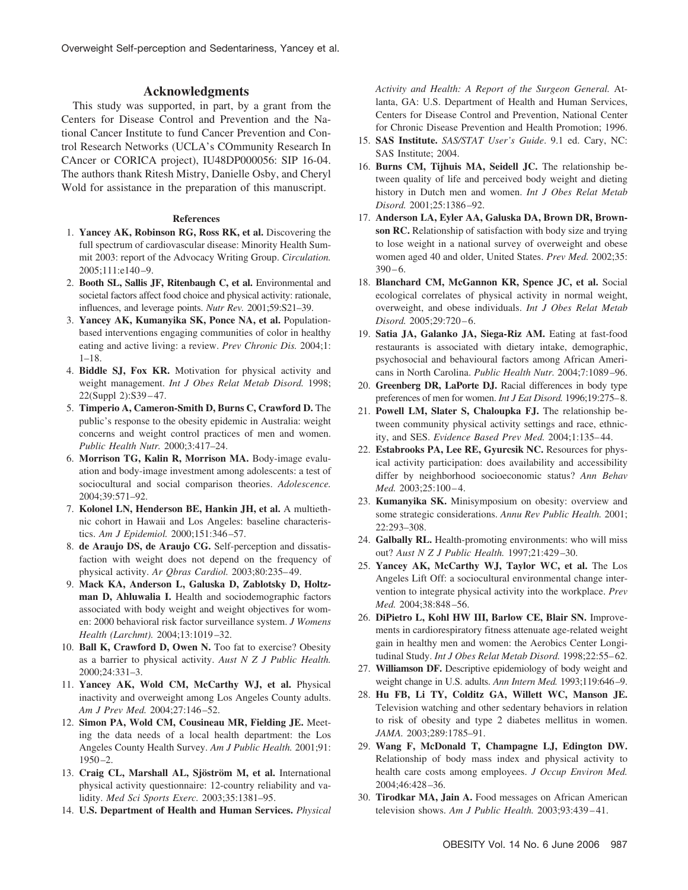## Acknowledgments

This study was supported, in part, by a grant from the Centers for Disease Control and Prevention and the National Cancer Institute to fund Cancer Prevention and Control Research Networks (UCLA's COmmunity Research In CAncer or CORICA project), IU48DP000056: SIP 16-04. The authors thank Ritesh Mistry, Danielle Osby, and Cheryl Wold for assistance in the preparation of this manuscript.

### References

1. **Yancey AK, Robinson RG, Ross RK, et al.** Discovering the full spectrum of cardiovascular disease: Minority Health Summit 2003: report of the Advocacy Writing Group. *Circulation.* 2005;111:e140–9.
2. **Booth SL, Sallis JF, Ritenbaugh C, et al.** Environmental and societal factors affect food choice and physical activity: rationale, influences, and leverage points. *Nutr Rev.* 2001;59:S21–39.
3. **Yancey AK, Kumanyika SK, Ponce NA, et al.** Population-based interventions engaging communities of color in healthy eating and active living: a review. *Prev Chronic Dis.* 2004;1: 1–18.
4. **Biddle SJ, Fox KR.** Motivation for physical activity and weight management. *Int J Obes Relat Metab Disord.* 1998; 22(Suppl 2):S39–47.
5. **Timperio A, Cameron-Smith D, Burns C, Crawford D.** The public's response to the obesity epidemic in Australia: weight concerns and weight control practices of men and women. *Public Health Nutr.* 2000;3:417–24.
6. **Morrison TG, Kalin R, Morrison MA.** Body-image evaluation and body-image investment among adolescents: a test of sociocultural and social comparison theories. *Adolescence.* 2004;39:571–92.
7. **Kolonel LN, Henderson BE, Hankin JH, et al.** A multiethnic cohort in Hawaii and Los Angeles: baseline characteristics. *Am J Epidemiol.* 2000;151:346–57.
8. **de Araujo DS, de Araujo CG.** Self-perception and dissatisfaction with weight does not depend on the frequency of physical activity. *Ar Qbras Cardiol.* 2003;80:235–49.
9. **Mack KA, Anderson L, Galuska D, Zablotsky D, Holtzman D, Ahluwalia I.** Health and sociodemographic factors associated with body weight and weight objectives for women: 2000 behavioral risk factor surveillance system. *J Womens Health (Larchmt).* 2004;13:1019–32.
10. **Ball K, Crawford D, Owen N.** Too fat to exercise? Obesity as a barrier to physical activity. *Aust N Z J Public Health.* 2000;24:331–3.
11. **Yancey AK, Wold CM, McCarthy WJ, et al.** Physical inactivity and overweight among Los Angeles County adults. *Am J Prev Med.* 2004;27:146–52.
12. **Simon PA, Wold CM, Cousineau MR, Fielding JE.** Meeting the data needs of a local health department: the Los Angeles County Health Survey. *Am J Public Health.* 2001;91: 1950–2.
13. **Craig CL, Marshall AL, Sjöström M, et al.** International physical activity questionnaire: 12-country reliability and validity. *Med Sci Sports Exerc.* 2003;35:1381–95.
14. **U.S. Department of Health and Human Services.** *Physical Activity and Health: A Report of the Surgeon General.* Atlanta, GA: U.S. Department of Health and Human Services, Centers for Disease Control and Prevention, National Center for Chronic Disease Prevention and Health Promotion; 1996.
15. **SAS Institute.** *SAS/STAT User's Guide*. 9.1 ed. Cary, NC: SAS Institute; 2004.
16. **Burns CM, Tijhuis MA, Seidell JC.** The relationship between quality of life and perceived body weight and dieting history in Dutch men and women. *Int J Obes Relat Metab Disord.* 2001;25:1386–92.
17. **Anderson LA, Eyler AA, Galuska DA, Brown DR, Brownson RC.** Relationship of satisfaction with body size and trying to lose weight in a national survey of overweight and obese women aged 40 and older, United States. *Prev Med.* 2002;35: 390–6.
18. **Blanchard CM, McGannon KR, Spence JC, et al.** Social ecological correlates of physical activity in normal weight, overweight, and obese individuals. *Int J Obes Relat Metab Disord.* 2005;29:720–6.
19. **Satia JA, Galanko JA, Siega-Riz AM.** Eating at fast-food restaurants is associated with dietary intake, demographic, psychosocial and behavioural factors among African Americans in North Carolina. *Public Health Nutr.* 2004;7:1089–96.
20. **Greenberg DR, LaPorte DJ.** Racial differences in body type preferences of men for women. *Int J Eat Disord.* 1996;19:275–8.
21. **Powell LM, Slater S, Chaloupka FJ.** The relationship between community physical activity settings and race, ethnicity, and SES. *Evidence Based Prev Med.* 2004;1:135–44.
22. **Estabrooks PA, Lee RE, Gyurcsik NC.** Resources for physical activity participation: does availability and accessibility differ by neighborhood socioeconomic status? *Ann Behav Med.* 2003;25:100–4.
23. **Kumanyika SK.** Minisymposium on obesity: overview and some strategic considerations. *Annu Rev Public Health.* 2001; 22:293–308.
24. **Galbally RL.** Health-promoting environments: who will miss out? *Aust N Z J Public Health.* 1997;21:429–30.
25. **Yancey AK, McCarthy WJ, Taylor WC, et al.** The Los Angeles Lift Off: a sociocultural environmental change intervention to integrate physical activity into the workplace. *Prev Med.* 2004;38:848–56.
26. **DiPietro L, Kohl HW III, Barlow CE, Blair SN.** Improvements in cardiorespiratory fitness attenuate age-related weight gain in healthy men and women: the Aerobics Center Longitudinal Study. *Int J Obes Relat Metab Disord.* 1998;22:55–62.
27. **Williamson DF.** Descriptive epidemiology of body weight and weight change in U.S. adults. *Ann Intern Med.* 1993;119:646–9.
28. **Hu FB, Li TY, Colditz GA, Willett WC, Manson JE.** Television watching and other sedentary behaviors in relation to risk of obesity and type 2 diabetes mellitus in women. *JAMA.* 2003;289:1785–91.
29. **Wang F, McDonald T, Champagne LJ, Edington DW.** Relationship of body mass index and physical activity to health care costs among employees. *J Occup Environ Med.* 2004;46:428–36.
30. **Tirodkar MA, Jain A.** Food messages on African American television shows. *Am J Public Health.* 2003;93:439–41.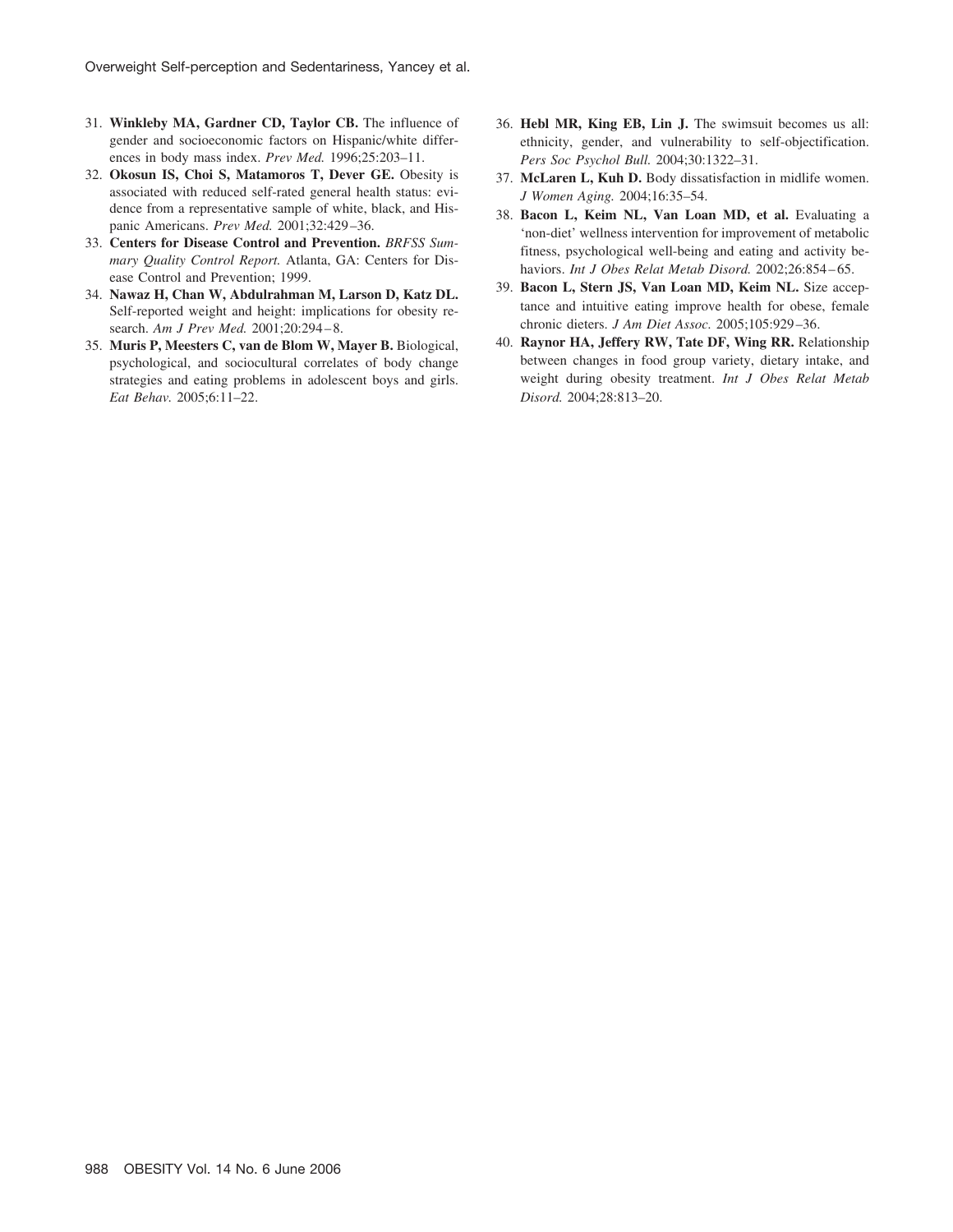31. **Winkleby MA, Gardner CD, Taylor CB.** The influence of gender and socioeconomic factors on Hispanic/white differences in body mass index. *Prev Med.* 1996;25:203–11.
32. **Okosun IS, Choi S, Matamoros T, Dever GE.** Obesity is associated with reduced self-rated general health status: evidence from a representative sample of white, black, and Hispanic Americans. *Prev Med.* 2001;32:429–36.
33. **Centers for Disease Control and Prevention.** *BRFSS Summary Quality Control Report.* Atlanta, GA: Centers for Disease Control and Prevention; 1999.
34. **Nawaz H, Chan W, Abdulrahman M, Larson D, Katz DL.** Self-reported weight and height: implications for obesity research. *Am J Prev Med.* 2001;20:294–8.
35. **Muris P, Meesters C, van de Blom W, Mayer B.** Biological, psychological, and sociocultural correlates of body change strategies and eating problems in adolescent boys and girls. *Eat Behav.* 2005;6:11–22.
36. **Hebl MR, King EB, Lin J.** The swimsuit becomes us all: ethnicity, gender, and vulnerability to self-objectification. *Pers Soc Psychol Bull.* 2004;30:1322–31.
37. **McLaren L, Kuh D.** Body dissatisfaction in midlife women. *J Women Aging.* 2004;16:35–54.
38. **Bacon L, Keim NL, Van Loan MD, et al.** Evaluating a 'non-diet' wellness intervention for improvement of metabolic fitness, psychological well-being and eating and activity behaviors. *Int J Obes Relat Metab Disord.* 2002;26:854–65.
39. **Bacon L, Stern JS, Van Loan MD, Keim NL.** Size acceptance and intuitive eating improve health for obese, female chronic dieters. *J Am Diet Assoc.* 2005;105:929–36.
40. **Raynor HA, Jeffery RW, Tate DF, Wing RR.** Relationship between changes in food group variety, dietary intake, and weight during obesity treatment. *Int J Obes Relat Metab Disord.* 2004;28:813–20.